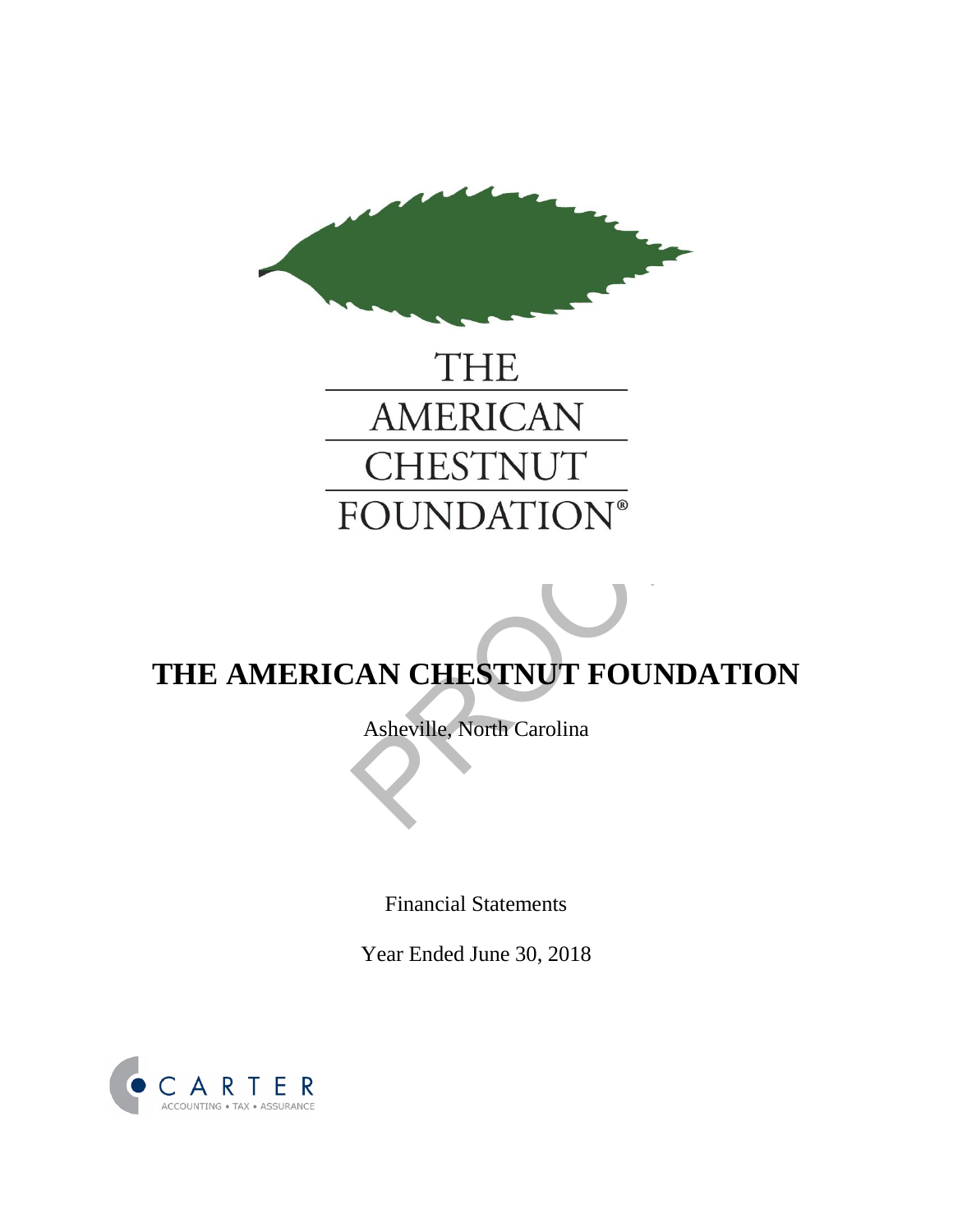THE AMERICAN CHESTNUT FOUNDATION®

# THE AMERICAN CHESTNUT FOUNDATION

Asheville, North Carolina

Financial Statements

Year Ended June 30, 2018

CARTER
ACCOUNTING • TAX • ASSURANCE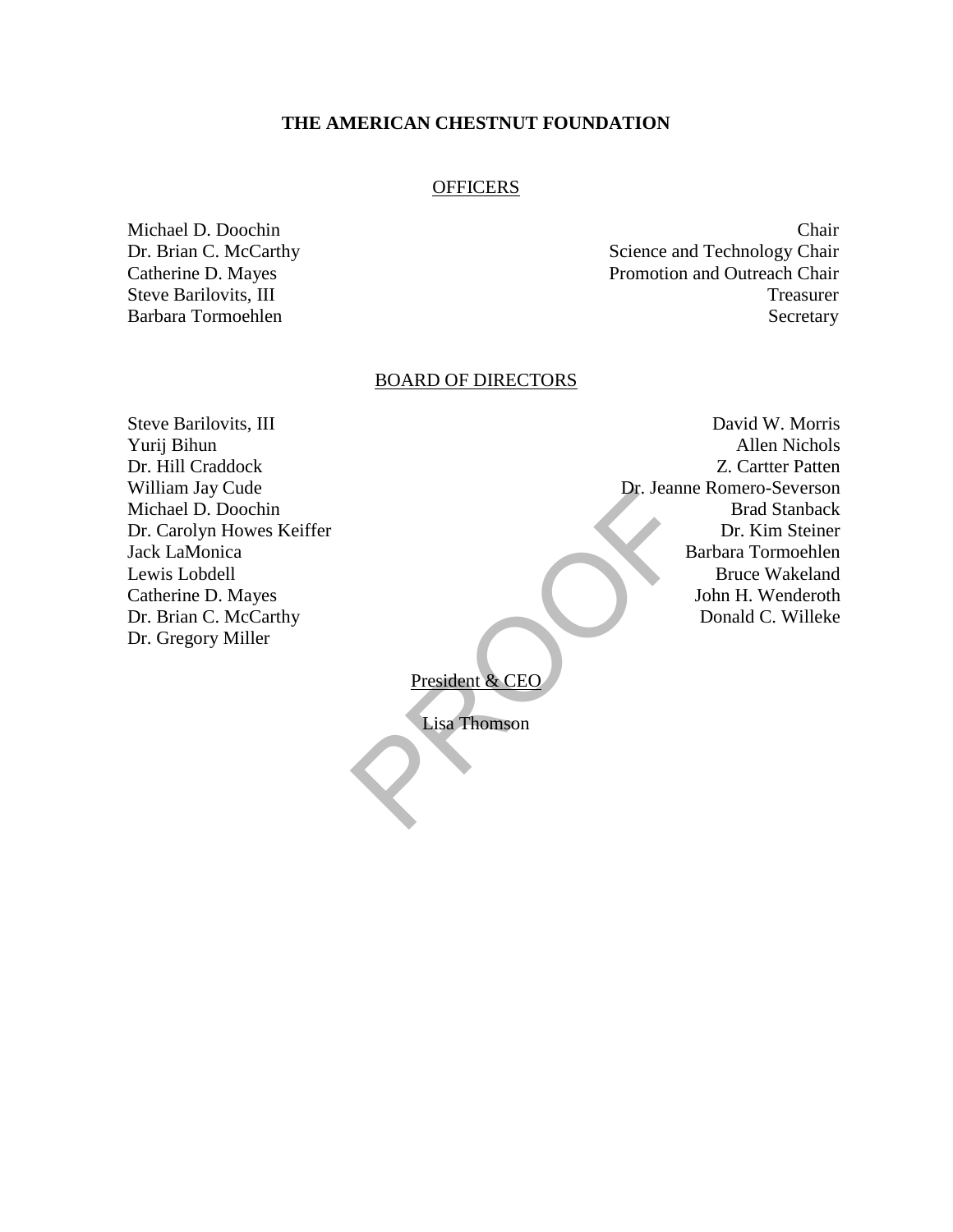**THE AMERICAN CHESTNUT FOUNDATION**

OFFICERS

| | |
|---|---|
| Michael D. Doochin | Chair |
| Dr. Brian C. McCarthy | Science and Technology Chair |
| Catherine D. Mayes | Promotion and Outreach Chair |
| Steve Barilovits, III | Treasurer |
| Barbara Tormoehlen | Secretary |

BOARD OF DIRECTORS

| | |
|---|---|
| Steve Barilovits, III | David W. Morris |
| Yurij Bihun | Allen Nichols |
| Dr. Hill Craddock | Z. Cartter Patten |
| William Jay Cude | Dr. Jeanne Romero-Severson |
| Michael D. Doochin | Brad Stanback |
| Dr. Carolyn Howes Keiffer | Dr. Kim Steiner |
| Jack LaMonica | Barbara Tormoehlen |
| Lewis Lobdell | Bruce Wakeland |
| Catherine D. Mayes | John H. Wenderoth |
| Dr. Brian C. McCarthy | Donald C. Willeke |
| Dr. Gregory Miller | |

President & CEO

Lisa Thomson

PROOF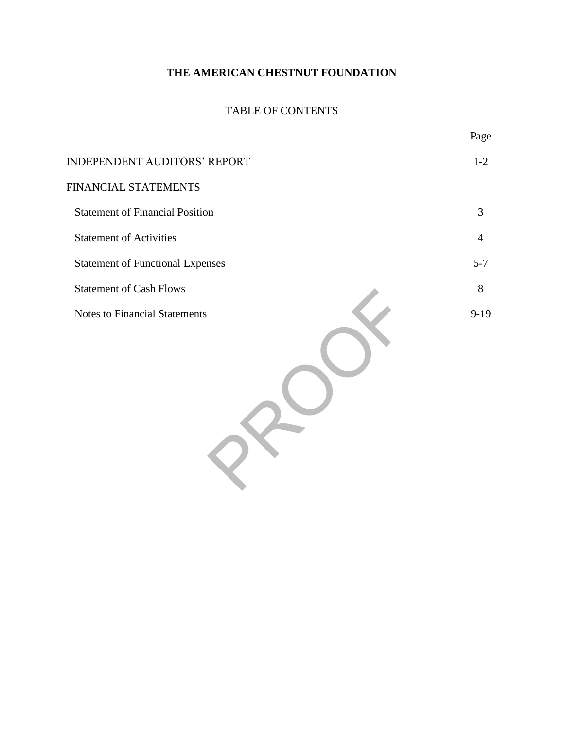# THE AMERICAN CHESTNUT FOUNDATION

## TABLE OF CONTENTS

| | Page |
|---|---|
| INDEPENDENT AUDITORS' REPORT | 1-2 |
| FINANCIAL STATEMENTS | |
| Statement of Financial Position | 3 |
| Statement of Activities | 4 |
| Statement of Functional Expenses | 5-7 |
| Statement of Cash Flows | 8 |
| Notes to Financial Statements | 9-19 |

PROOF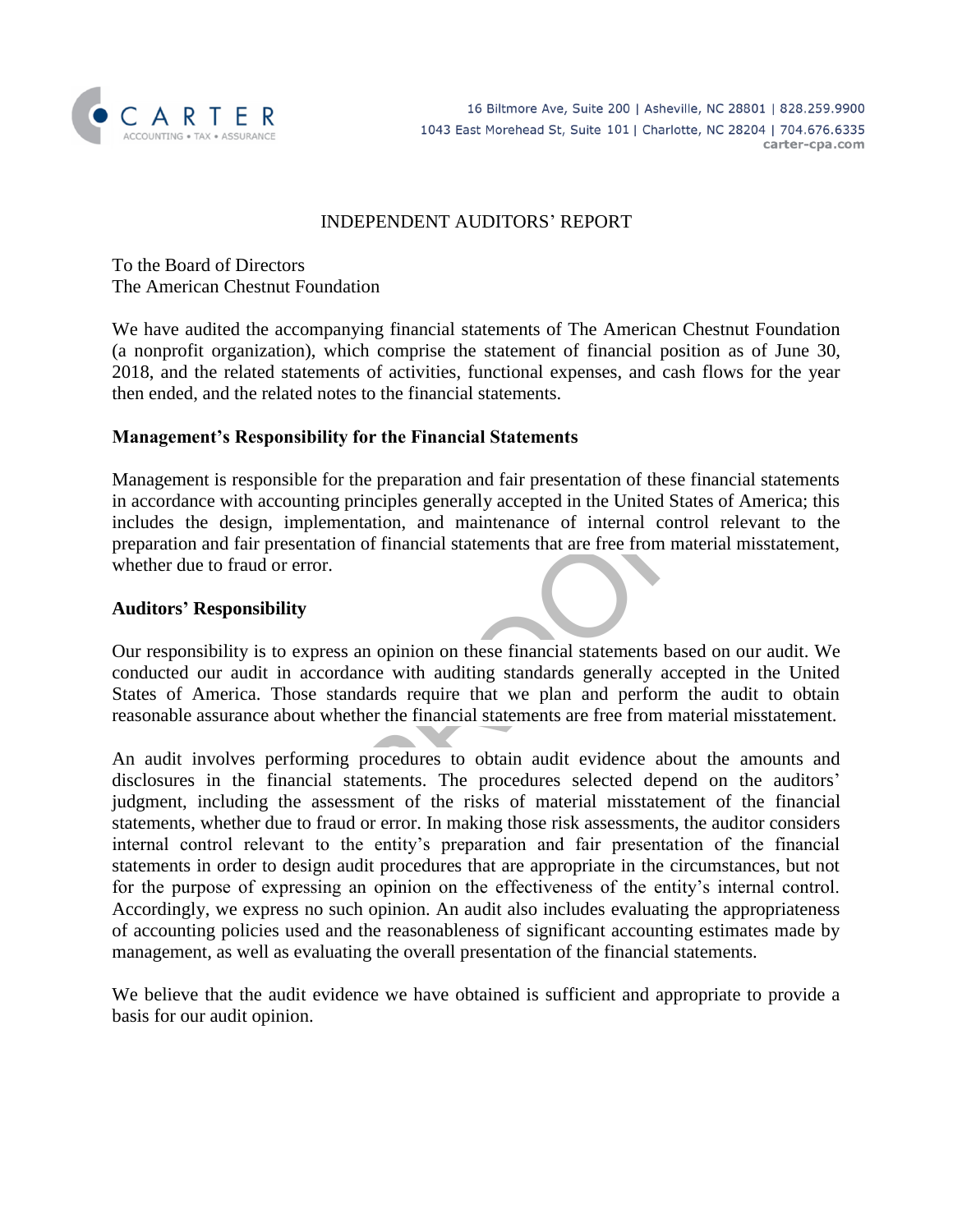16 Biltmore Ave, Suite 200 | Asheville, NC 28801 | 828.259.9900
1043 East Morehead St, Suite 101 | Charlotte, NC 28204 | 704.676.6335
carter-cpa.com

# INDEPENDENT AUDITORS' REPORT

To the Board of Directors
The American Chestnut Foundation

We have audited the accompanying financial statements of The American Chestnut Foundation (a nonprofit organization), which comprise the statement of financial position as of June 30, 2018, and the related statements of activities, functional expenses, and cash flows for the year then ended, and the related notes to the financial statements.

**Management's Responsibility for the Financial Statements**

Management is responsible for the preparation and fair presentation of these financial statements in accordance with accounting principles generally accepted in the United States of America; this includes the design, implementation, and maintenance of internal control relevant to the preparation and fair presentation of financial statements that are free from material misstatement, whether due to fraud or error.

**Auditors' Responsibility**

Our responsibility is to express an opinion on these financial statements based on our audit. We conducted our audit in accordance with auditing standards generally accepted in the United States of America. Those standards require that we plan and perform the audit to obtain reasonable assurance about whether the financial statements are free from material misstatement.

An audit involves performing procedures to obtain audit evidence about the amounts and disclosures in the financial statements. The procedures selected depend on the auditors' judgment, including the assessment of the risks of material misstatement of the financial statements, whether due to fraud or error. In making those risk assessments, the auditor considers internal control relevant to the entity's preparation and fair presentation of the financial statements in order to design audit procedures that are appropriate in the circumstances, but not for the purpose of expressing an opinion on the effectiveness of the entity's internal control. Accordingly, we express no such opinion. An audit also includes evaluating the appropriateness of accounting policies used and the reasonableness of significant accounting estimates made by management, as well as evaluating the overall presentation of the financial statements.

We believe that the audit evidence we have obtained is sufficient and appropriate to provide a basis for our audit opinion.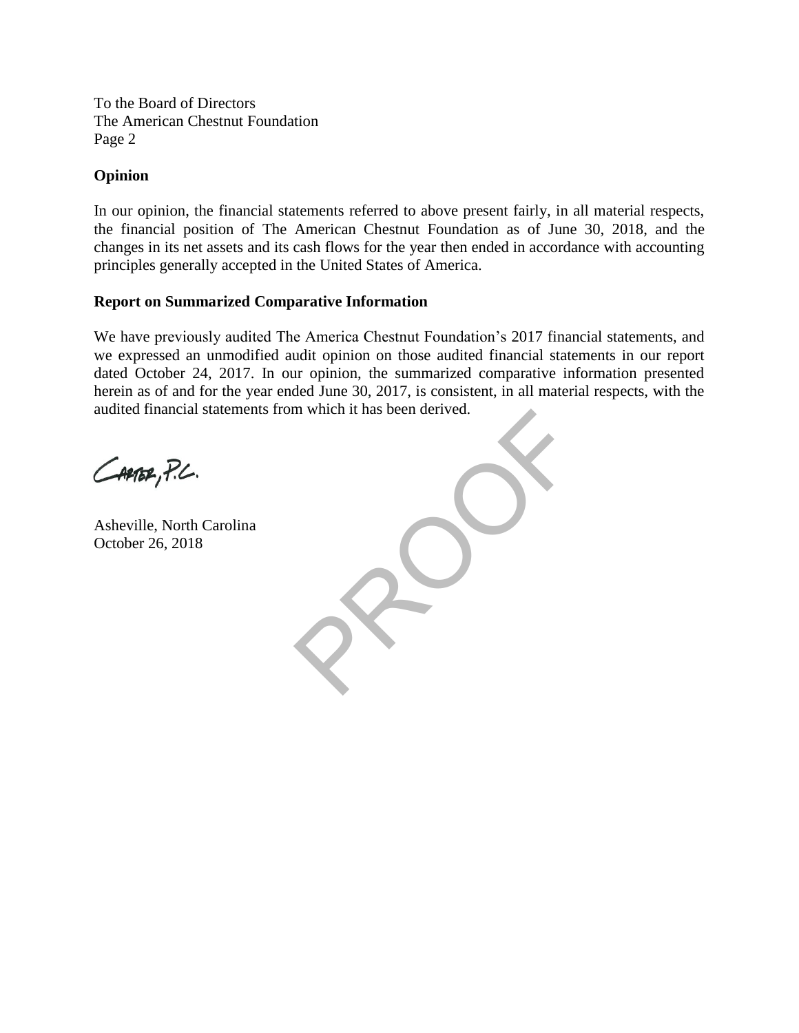To the Board of Directors
The American Chestnut Foundation
Page 2

**Opinion**

In our opinion, the financial statements referred to above present fairly, in all material respects, the financial position of The American Chestnut Foundation as of June 30, 2018, and the changes in its net assets and its cash flows for the year then ended in accordance with accounting principles generally accepted in the United States of America.

**Report on Summarized Comparative Information**

We have previously audited The America Chestnut Foundation's 2017 financial statements, and we expressed an unmodified audit opinion on those audited financial statements in our report dated October 24, 2017. In our opinion, the summarized comparative information presented herein as of and for the year ended June 30, 2017, is consistent, in all material respects, with the audited financial statements from which it has been derived.

Carter, P.C.

Asheville, North Carolina
October 26, 2018

PROOF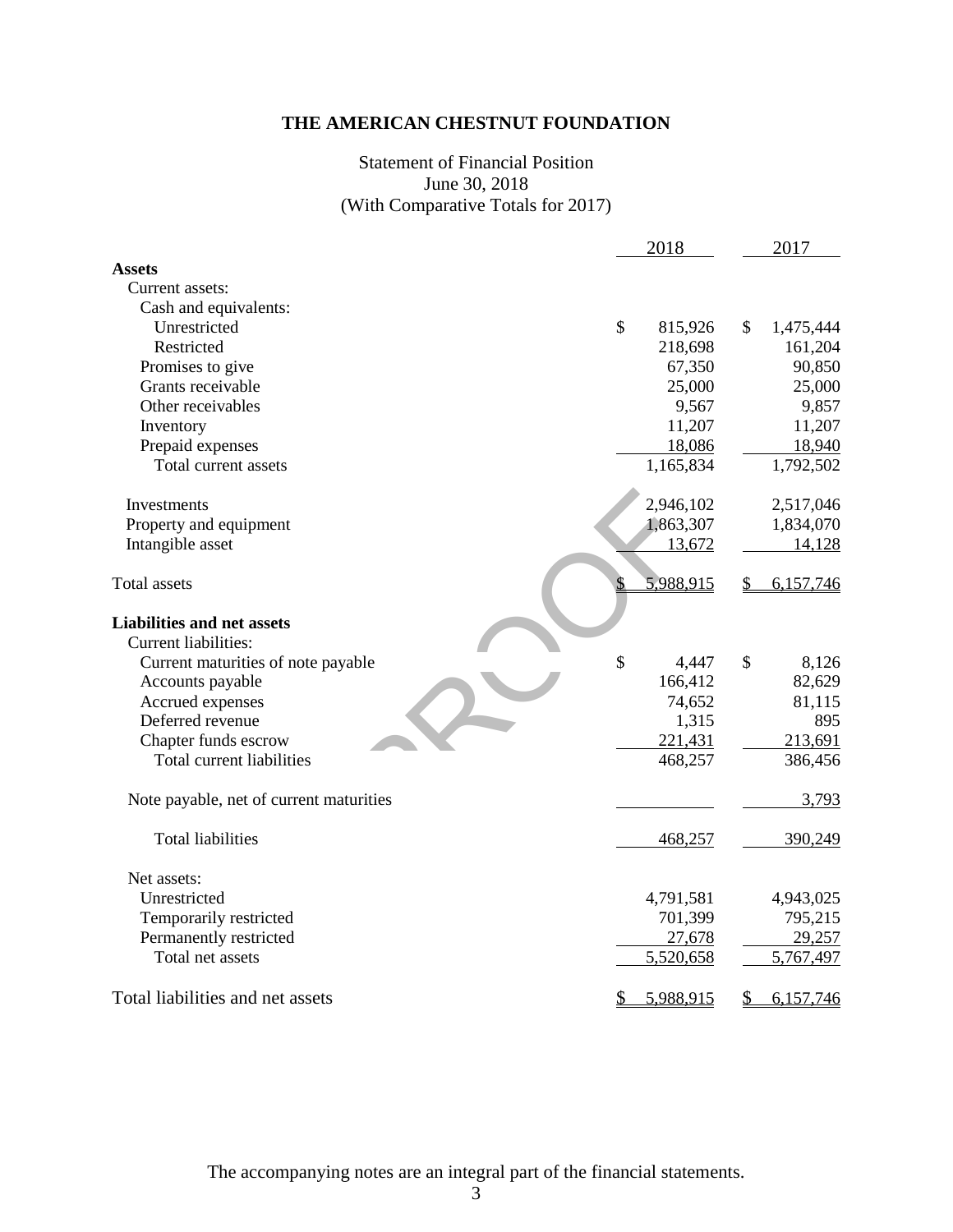# THE AMERICAN CHESTNUT FOUNDATION

Statement of Financial Position
June 30, 2018
(With Comparative Totals for 2017)

| | 2018 | 2017 |
|---|---|---|
| **Assets** | | |
| Current assets: | | |
| Cash and equivalents: | | |
| Unrestricted | $ 815,926 | $ 1,475,444 |
| Restricted | 218,698 | 161,204 |
| Promises to give | 67,350 | 90,850 |
| Grants receivable | 25,000 | 25,000 |
| Other receivables | 9,567 | 9,857 |
| Inventory | 11,207 | 11,207 |
| Prepaid expenses | 18,086 | 18,940 |
| Total current assets | 1,165,834 | 1,792,502 |
| Investments | 2,946,102 | 2,517,046 |
| Property and equipment | 1,863,307 | 1,834,070 |
| Intangible asset | 13,672 | 14,128 |
| Total assets | $ 5,988,915 | $ 6,157,746 |
| **Liabilities and net assets** | | |
| Current liabilities: | | |
| Current maturities of note payable | $ 4,447 | $ 8,126 |
| Accounts payable | 166,412 | 82,629 |
| Accrued expenses | 74,652 | 81,115 |
| Deferred revenue | 1,315 | 895 |
| Chapter funds escrow | 221,431 | 213,691 |
| Total current liabilities | 468,257 | 386,456 |
| Note payable, net of current maturities | | 3,793 |
| Total liabilities | 468,257 | 390,249 |
| Net assets: | | |
| Unrestricted | 4,791,581 | 4,943,025 |
| Temporarily restricted | 701,399 | 795,215 |
| Permanently restricted | 27,678 | 29,257 |
| Total net assets | 5,520,658 | 5,767,497 |
| Total liabilities and net assets | $ 5,988,915 | $ 6,157,746 |

The accompanying notes are an integral part of the financial statements.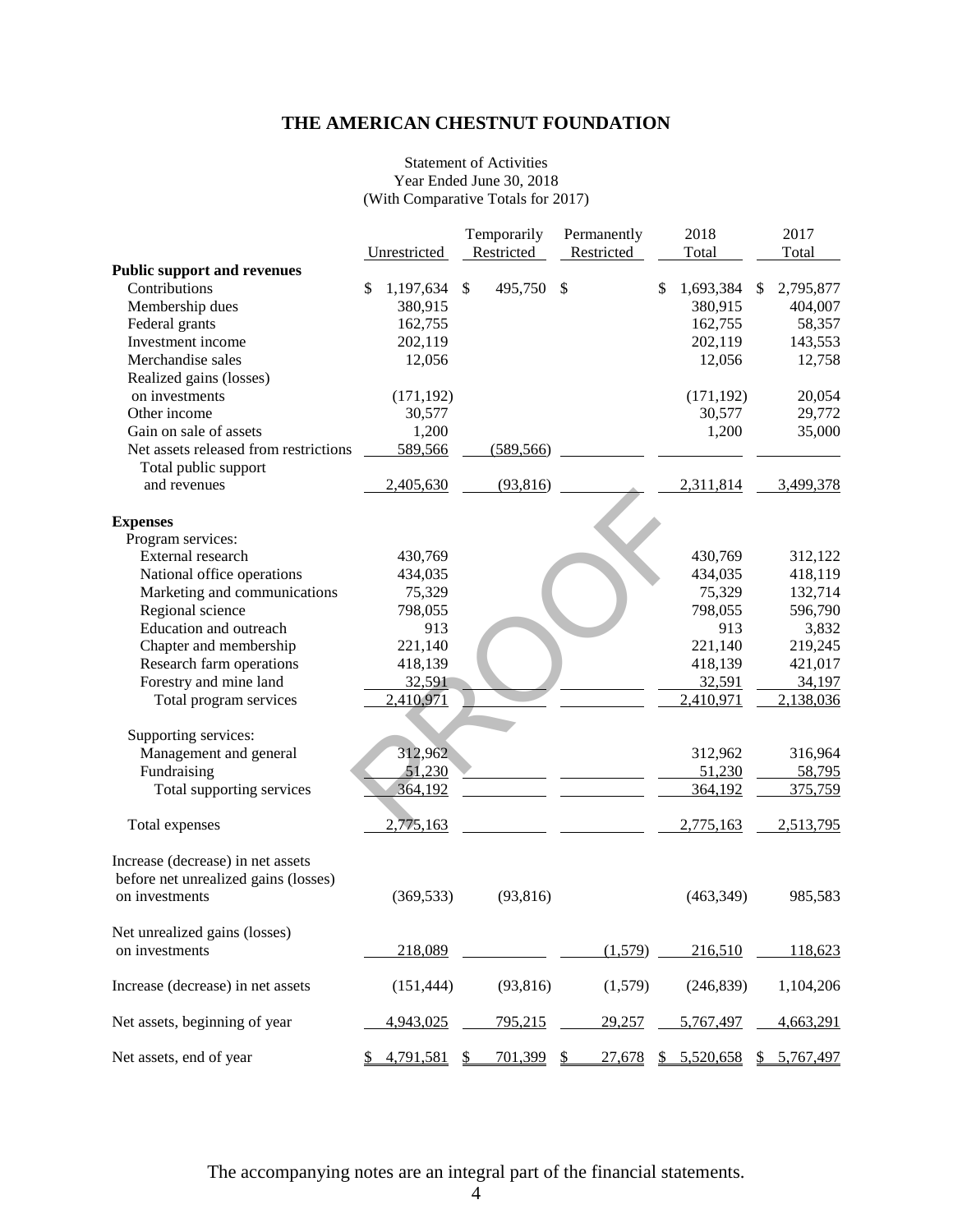# THE AMERICAN CHESTNUT FOUNDATION

Statement of Activities
Year Ended June 30, 2018
(With Comparative Totals for 2017)

| | Unrestricted | Temporarily Restricted | Permanently Restricted | 2018 Total | 2017 Total |
|---|---|---|---|---|---|
| **Public support and revenues** | | | | | |
| Contributions | $ 1,197,634 | $ 495,750 | $ | $ 1,693,384 | $ 2,795,877 |
| Membership dues | 380,915 | | | 380,915 | 404,007 |
| Federal grants | 162,755 | | | 162,755 | 58,357 |
| Investment income | 202,119 | | | 202,119 | 143,553 |
| Merchandise sales | 12,056 | | | 12,056 | 12,758 |
| Realized gains (losses) on investments | (171,192) | | | (171,192) | 20,054 |
| Other income | 30,577 | | | 30,577 | 29,772 |
| Gain on sale of assets | 1,200 | | | 1,200 | 35,000 |
| Net assets released from restrictions | 589,566 | (589,566) | | | |
| Total public support and revenues | 2,405,630 | (93,816) | | 2,311,814 | 3,499,378 |
| **Expenses** | | | | | |
| Program services: | | | | | |
| External research | 430,769 | | | 430,769 | 312,122 |
| National office operations | 434,035 | | | 434,035 | 418,119 |
| Marketing and communications | 75,329 | | | 75,329 | 132,714 |
| Regional science | 798,055 | | | 798,055 | 596,790 |
| Education and outreach | 913 | | | 913 | 3,832 |
| Chapter and membership | 221,140 | | | 221,140 | 219,245 |
| Research farm operations | 418,139 | | | 418,139 | 421,017 |
| Forestry and mine land | 32,591 | | | 32,591 | 34,197 |
| Total program services | 2,410,971 | | | 2,410,971 | 2,138,036 |
| Supporting services: | | | | | |
| Management and general | 312,962 | | | 312,962 | 316,964 |
| Fundraising | 51,230 | | | 51,230 | 58,795 |
| Total supporting services | 364,192 | | | 364,192 | 375,759 |
| Total expenses | 2,775,163 | | | 2,775,163 | 2,513,795 |
| Increase (decrease) in net assets before net unrealized gains (losses) on investments | (369,533) | (93,816) | | (463,349) | 985,583 |
| Net unrealized gains (losses) on investments | 218,089 | | (1,579) | 216,510 | 118,623 |
| Increase (decrease) in net assets | (151,444) | (93,816) | (1,579) | (246,839) | 1,104,206 |
| Net assets, beginning of year | 4,943,025 | 795,215 | 29,257 | 5,767,497 | 4,663,291 |
| Net assets, end of year | $ 4,791,581 | $ 701,399 | $ 27,678 | $ 5,520,658 | $ 5,767,497 |

The accompanying notes are an integral part of the financial statements.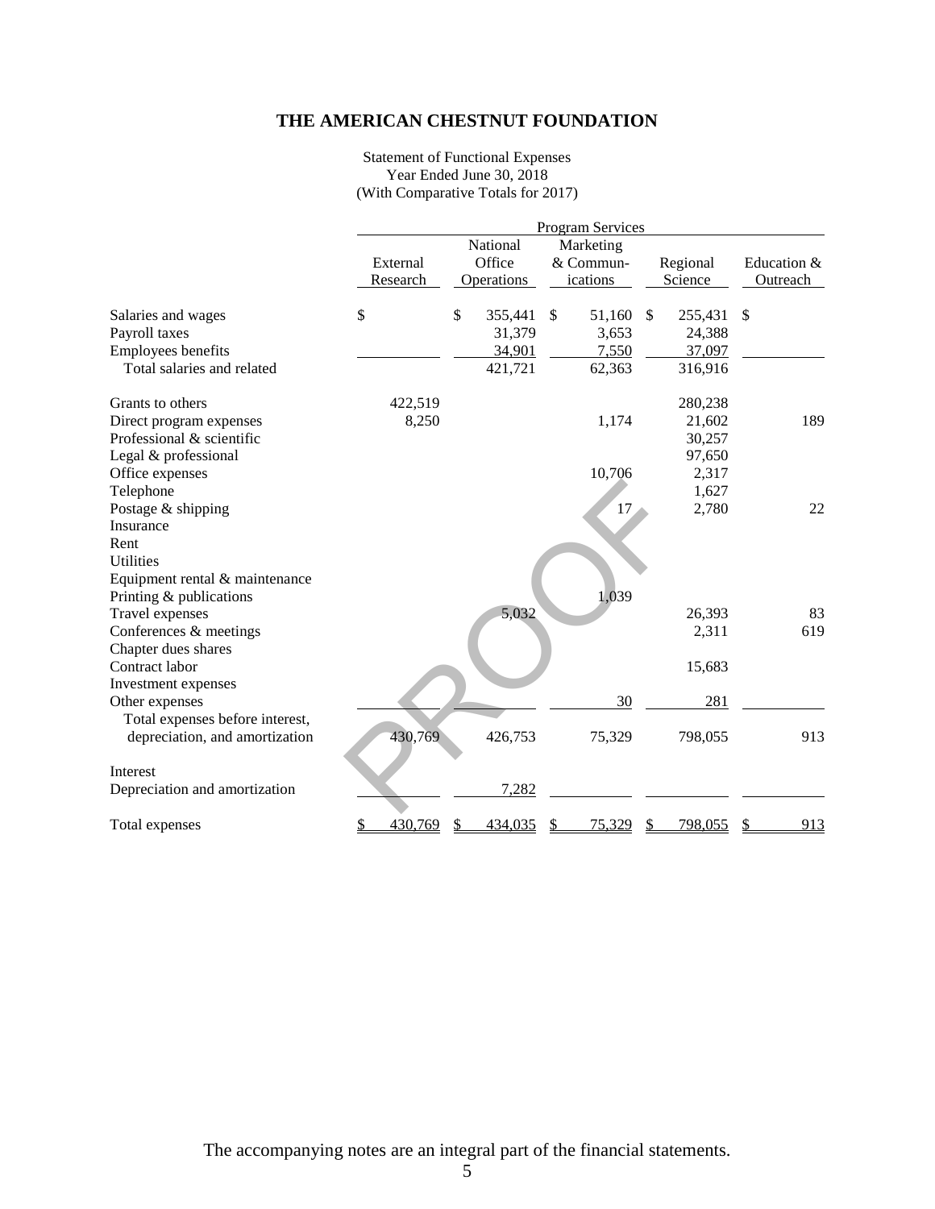# THE AMERICAN CHESTNUT FOUNDATION

Statement of Functional Expenses
Year Ended June 30, 2018
(With Comparative Totals for 2017)

| | Program Services | | | | |
|---|---|---|---|---|---|
| | External Research | National Office Operations | Marketing & Communications | Regional Science | Education & Outreach |
| Salaries and wages | $ | $ 355,441 | $ 51,160 | $ 255,431 | $ |
| Payroll taxes | | 31,379 | 3,653 | 24,388 | |
| Employees benefits | | 34,901 | 7,550 | 37,097 | |
| Total salaries and related | | 421,721 | 62,363 | 316,916 | |
| Grants to others | 422,519 | | | 280,238 | |
| Direct program expenses | 8,250 | | 1,174 | 21,602 | 189 |
| Professional & scientific | | | | 30,257 | |
| Legal & professional | | | | 97,650 | |
| Office expenses | | | 10,706 | 2,317 | |
| Telephone | | | | 1,627 | |
| Postage & shipping | | | 17 | 2,780 | 22 |
| Insurance | | | | | |
| Rent | | | | | |
| Utilities | | | | | |
| Equipment rental & maintenance | | | | | |
| Printing & publications | | | 1,039 | | |
| Travel expenses | | 5,032 | | 26,393 | 83 |
| Conferences & meetings | | | | 2,311 | 619 |
| Chapter dues shares | | | | | |
| Contract labor | | | | 15,683 | |
| Investment expenses | | | | | |
| Other expenses | | | 30 | 281 | |
| Total expenses before interest, depreciation, and amortization | 430,769 | 426,753 | 75,329 | 798,055 | 913 |
| Interest | | | | | |
| Depreciation and amortization | | 7,282 | | | |
| Total expenses | $ 430,769 | $ 434,035 | $ 75,329 | $ 798,055 | $ 913 |

The accompanying notes are an integral part of the financial statements.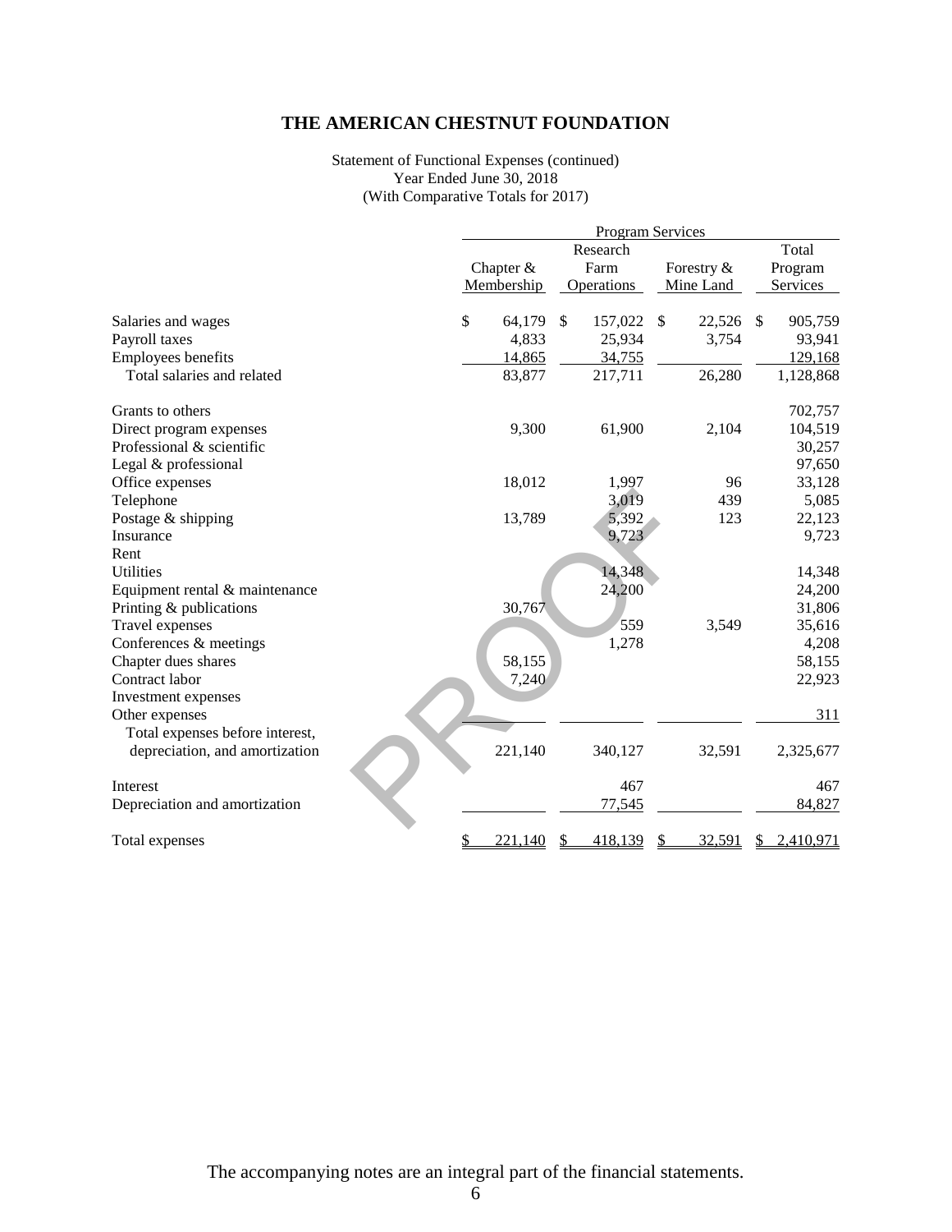# THE AMERICAN CHESTNUT FOUNDATION

Statement of Functional Expenses (continued)
Year Ended June 30, 2018
(With Comparative Totals for 2017)

| | Program Services | | | |
|---|---|---|---|---|
| | Chapter & Membership | Research Farm Operations | Forestry & Mine Land | Total Program Services |
| Salaries and wages | $ 64,179 | $ 157,022 | $ 22,526 | $ 905,759 |
| Payroll taxes | 4,833 | 25,934 | 3,754 | 93,941 |
| Employees benefits | 14,865 | 34,755 | | 129,168 |
| Total salaries and related | 83,877 | 217,711 | 26,280 | 1,128,868 |
| Grants to others | | | | 702,757 |
| Direct program expenses | 9,300 | 61,900 | 2,104 | 104,519 |
| Professional & scientific | | | | 30,257 |
| Legal & professional | | | | 97,650 |
| Office expenses | 18,012 | 1,997 | 96 | 33,128 |
| Telephone | | 3,019 | 439 | 5,085 |
| Postage & shipping | 13,789 | 5,392 | 123 | 22,123 |
| Insurance | | 9,723 | | 9,723 |
| Rent | | | | |
| Utilities | | 14,348 | | 14,348 |
| Equipment rental & maintenance | | 24,200 | | 24,200 |
| Printing & publications | 30,767 | | | 31,806 |
| Travel expenses | | 559 | 3,549 | 35,616 |
| Conferences & meetings | | 1,278 | | 4,208 |
| Chapter dues shares | 58,155 | | | 58,155 |
| Contract labor | 7,240 | | | 22,923 |
| Investment expenses | | | | |
| Other expenses | | | | 311 |
| Total expenses before interest, depreciation, and amortization | 221,140 | 340,127 | 32,591 | 2,325,677 |
| Interest | | 467 | | 467 |
| Depreciation and amortization | | 77,545 | | 84,827 |
| Total expenses | $ 221,140 | $ 418,139 | $ 32,591 | $ 2,410,971 |

The accompanying notes are an integral part of the financial statements.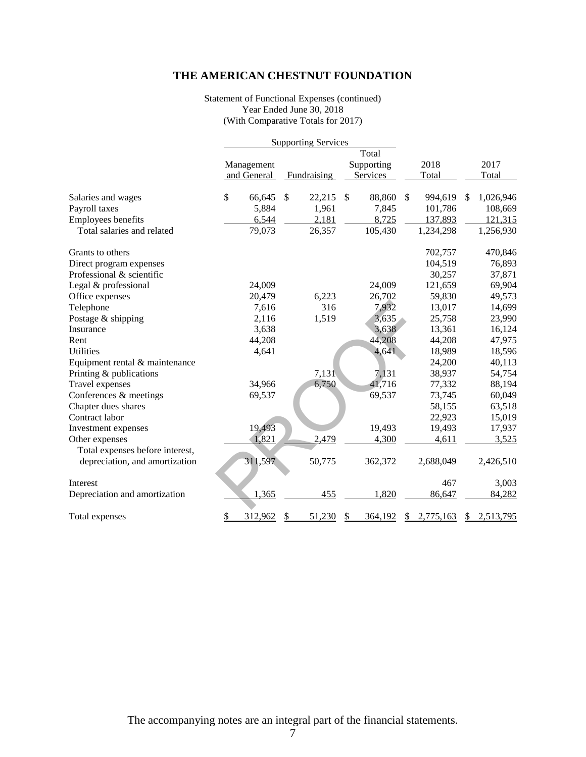# THE AMERICAN CHESTNUT FOUNDATION

Statement of Functional Expenses (continued)
Year Ended June 30, 2018
(With Comparative Totals for 2017)

| | Supporting Services | | | | |
|---|---|---|---|---|---|
| | Management and General | Fundraising | Total Supporting Services | 2018 Total | 2017 Total |
| Salaries and wages | $ 66,645 | $ 22,215 | $ 88,860 | $ 994,619 | $ 1,026,946 |
| Payroll taxes | 5,884 | 1,961 | 7,845 | 101,786 | 108,669 |
| Employees benefits | 6,544 | 2,181 | 8,725 | 137,893 | 121,315 |
| Total salaries and related | 79,073 | 26,357 | 105,430 | 1,234,298 | 1,256,930 |
| Grants to others | | | | 702,757 | 470,846 |
| Direct program expenses | | | | 104,519 | 76,893 |
| Professional & scientific | | | | 30,257 | 37,871 |
| Legal & professional | 24,009 | | 24,009 | 121,659 | 69,904 |
| Office expenses | 20,479 | 6,223 | 26,702 | 59,830 | 49,573 |
| Telephone | 7,616 | 316 | 7,932 | 13,017 | 14,699 |
| Postage & shipping | 2,116 | 1,519 | 3,635 | 25,758 | 23,990 |
| Insurance | 3,638 | | 3,638 | 13,361 | 16,124 |
| Rent | 44,208 | | 44,208 | 44,208 | 47,975 |
| Utilities | 4,641 | | 4,641 | 18,989 | 18,596 |
| Equipment rental & maintenance | | | | 24,200 | 40,113 |
| Printing & publications | | 7,131 | 7,131 | 38,937 | 54,754 |
| Travel expenses | 34,966 | 6,750 | 41,716 | 77,332 | 88,194 |
| Conferences & meetings | 69,537 | | 69,537 | 73,745 | 60,049 |
| Chapter dues shares | | | | 58,155 | 63,518 |
| Contract labor | | | | 22,923 | 15,019 |
| Investment expenses | 19,493 | | 19,493 | 19,493 | 17,937 |
| Other expenses | 1,821 | 2,479 | 4,300 | 4,611 | 3,525 |
| Total expenses before interest, depreciation, and amortization | 311,597 | 50,775 | 362,372 | 2,688,049 | 2,426,510 |
| Interest | | | | 467 | 3,003 |
| Depreciation and amortization | 1,365 | 455 | 1,820 | 86,647 | 84,282 |
| Total expenses | $ 312,962 | $ 51,230 | $ 364,192 | $ 2,775,163 | $ 2,513,795 |

The accompanying notes are an integral part of the financial statements.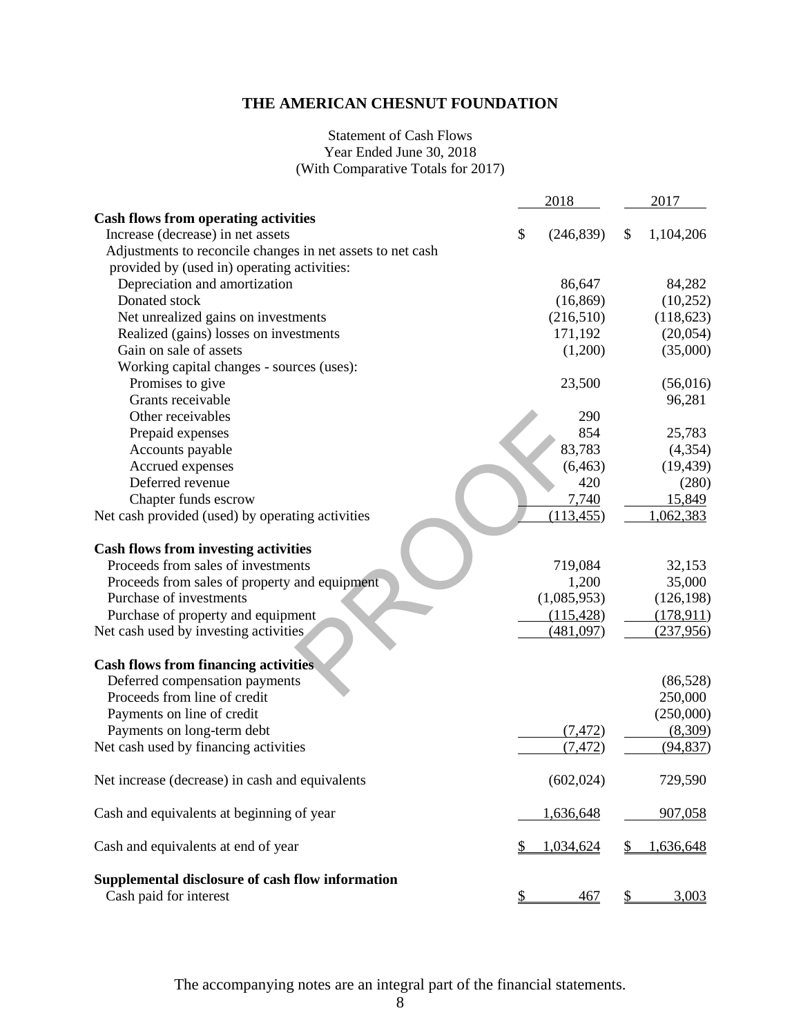# THE AMERICAN CHESNUT FOUNDATION

Statement of Cash Flows
Year Ended June 30, 2018
(With Comparative Totals for 2017)

| | 2018 | 2017 |
|---|---|---|
| **Cash flows from operating activities** | | |
| Increase (decrease) in net assets | $ (246,839) | $ 1,104,206 |
| Adjustments to reconcile changes in net assets to net cash provided by (used in) operating activities: | | |
| Depreciation and amortization | 86,647 | 84,282 |
| Donated stock | (16,869) | (10,252) |
| Net unrealized gains on investments | (216,510) | (118,623) |
| Realized (gains) losses on investments | 171,192 | (20,054) |
| Gain on sale of assets | (1,200) | (35,000) |
| Working capital changes - sources (uses): | | |
| Promises to give | 23,500 | (56,016) |
| Grants receivable | | 96,281 |
| Other receivables | 290 | |
| Prepaid expenses | 854 | 25,783 |
| Accounts payable | 83,783 | (4,354) |
| Accrued expenses | (6,463) | (19,439) |
| Deferred revenue | 420 | (280) |
| Chapter funds escrow | 7,740 | 15,849 |
| Net cash provided (used) by operating activities | (113,455) | 1,062,383 |
| **Cash flows from investing activities** | | |
| Proceeds from sales of investments | 719,084 | 32,153 |
| Proceeds from sales of property and equipment | 1,200 | 35,000 |
| Purchase of investments | (1,085,953) | (126,198) |
| Purchase of property and equipment | (115,428) | (178,911) |
| Net cash used by investing activities | (481,097) | (237,956) |
| **Cash flows from financing activities** | | |
| Deferred compensation payments | | (86,528) |
| Proceeds from line of credit | | 250,000 |
| Payments on line of credit | | (250,000) |
| Payments on long-term debt | (7,472) | (8,309) |
| Net cash used by financing activities | (7,472) | (94,837) |
| Net increase (decrease) in cash and equivalents | (602,024) | 729,590 |
| Cash and equivalents at beginning of year | 1,636,648 | 907,058 |
| Cash and equivalents at end of year | $ 1,034,624 | $ 1,636,648 |
| **Supplemental disclosure of cash flow information** | | |
| Cash paid for interest | $ 467 | $ 3,003 |

The accompanying notes are an integral part of the financial statements.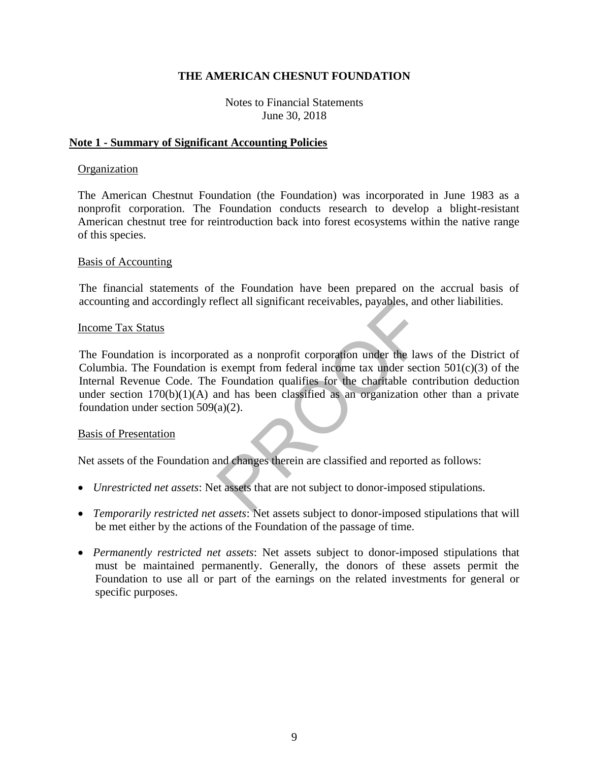**THE AMERICAN CHESNUT FOUNDATION**

Notes to Financial Statements
June 30, 2018

## Note 1 - Summary of Significant Accounting Policies

### Organization

The American Chestnut Foundation (the Foundation) was incorporated in June 1983 as a nonprofit corporation. The Foundation conducts research to develop a blight-resistant American chestnut tree for reintroduction back into forest ecosystems within the native range of this species.

### Basis of Accounting

The financial statements of the Foundation have been prepared on the accrual basis of accounting and accordingly reflect all significant receivables, payables, and other liabilities.

### Income Tax Status

The Foundation is incorporated as a nonprofit corporation under the laws of the District of Columbia. The Foundation is exempt from federal income tax under section 501(c)(3) of the Internal Revenue Code. The Foundation qualifies for the charitable contribution deduction under section 170(b)(1)(A) and has been classified as an organization other than a private foundation under section 509(a)(2).

### Basis of Presentation

Net assets of the Foundation and changes therein are classified and reported as follows:

- *Unrestricted net assets*: Net assets that are not subject to donor-imposed stipulations.
- *Temporarily restricted net assets*: Net assets subject to donor-imposed stipulations that will be met either by the actions of the Foundation of the passage of time.
- *Permanently restricted net assets*: Net assets subject to donor-imposed stipulations that must be maintained permanently. Generally, the donors of these assets permit the Foundation to use all or part of the earnings on the related investments for general or specific purposes.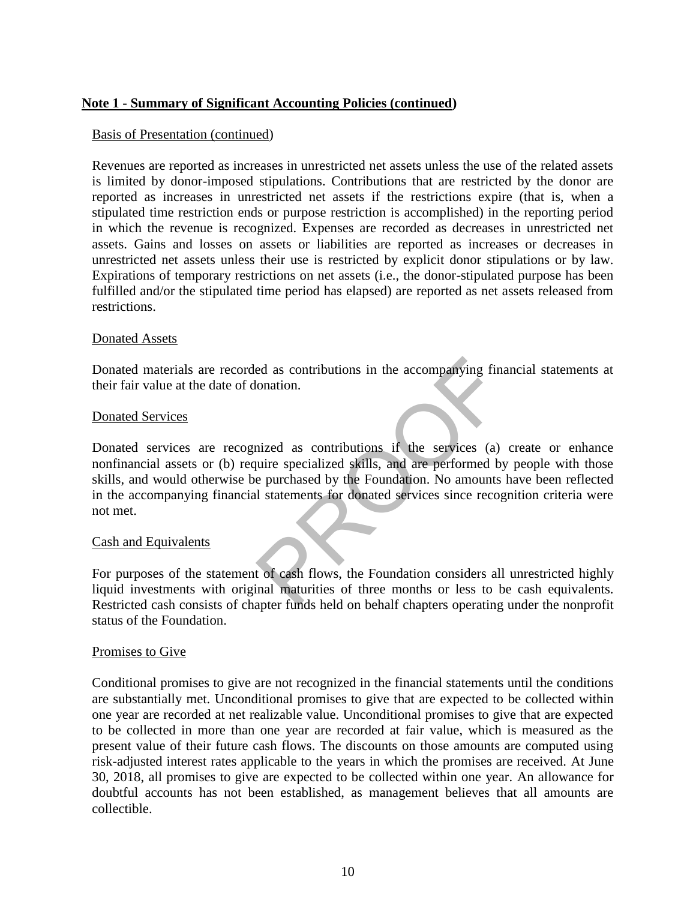**Note 1 - Summary of Significant Accounting Policies (continued)**

Basis of Presentation (continued)

Revenues are reported as increases in unrestricted net assets unless the use of the related assets is limited by donor-imposed stipulations. Contributions that are restricted by the donor are reported as increases in unrestricted net assets if the restrictions expire (that is, when a stipulated time restriction ends or purpose restriction is accomplished) in the reporting period in which the revenue is recognized. Expenses are recorded as decreases in unrestricted net assets. Gains and losses on assets or liabilities are reported as increases or decreases in unrestricted net assets unless their use is restricted by explicit donor stipulations or by law. Expirations of temporary restrictions on net assets (i.e., the donor-stipulated purpose has been fulfilled and/or the stipulated time period has elapsed) are reported as net assets released from restrictions.

Donated Assets

Donated materials are recorded as contributions in the accompanying financial statements at their fair value at the date of donation.

Donated Services

Donated services are recognized as contributions if the services (a) create or enhance nonfinancial assets or (b) require specialized skills, and are performed by people with those skills, and would otherwise be purchased by the Foundation. No amounts have been reflected in the accompanying financial statements for donated services since recognition criteria were not met.

Cash and Equivalents

For purposes of the statement of cash flows, the Foundation considers all unrestricted highly liquid investments with original maturities of three months or less to be cash equivalents. Restricted cash consists of chapter funds held on behalf chapters operating under the nonprofit status of the Foundation.

Promises to Give

Conditional promises to give are not recognized in the financial statements until the conditions are substantially met. Unconditional promises to give that are expected to be collected within one year are recorded at net realizable value. Unconditional promises to give that are expected to be collected in more than one year are recorded at fair value, which is measured as the present value of their future cash flows. The discounts on those amounts are computed using risk-adjusted interest rates applicable to the years in which the promises are received. At June 30, 2018, all promises to give are expected to be collected within one year. An allowance for doubtful accounts has not been established, as management believes that all amounts are collectible.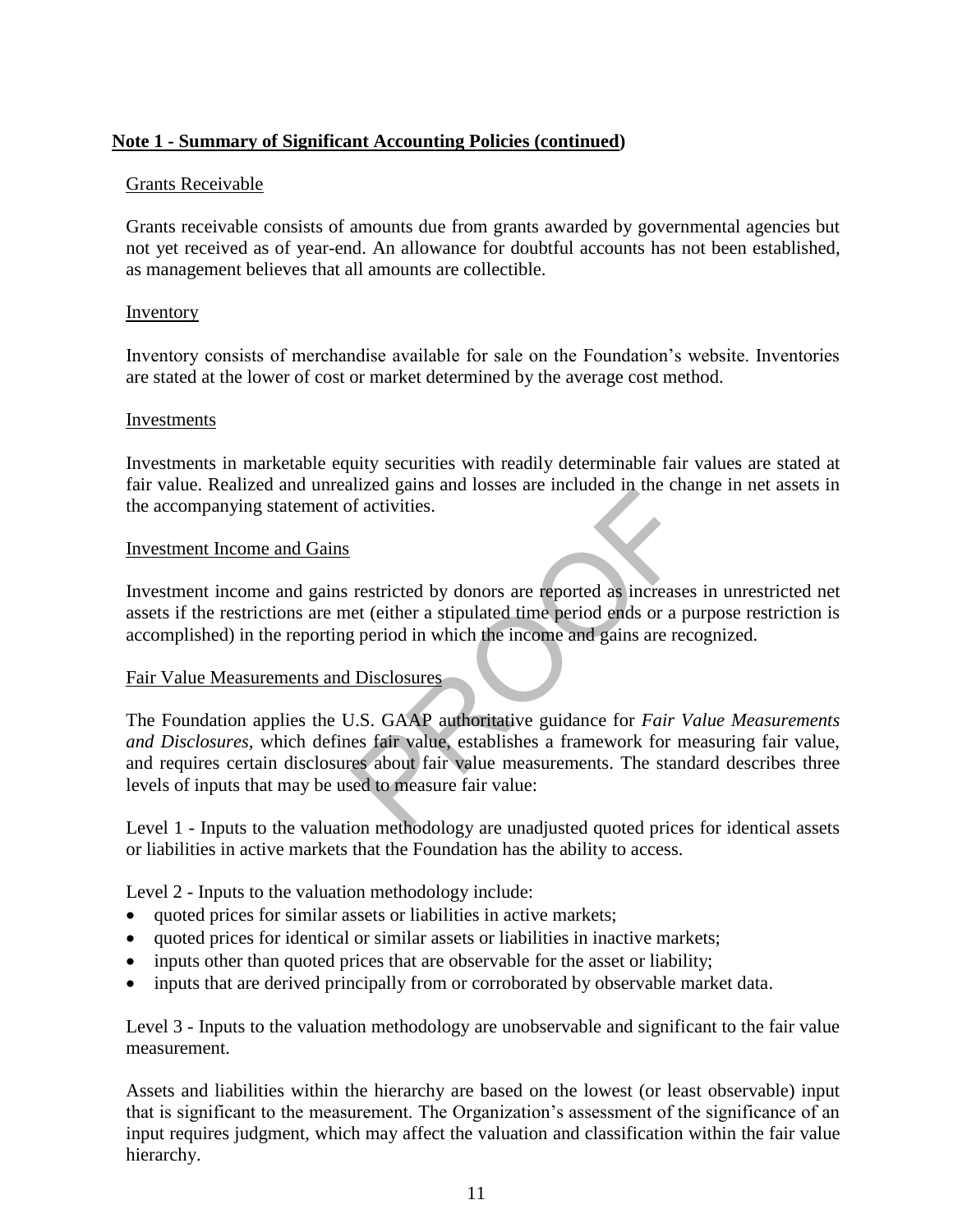**Note 1 - Summary of Significant Accounting Policies (continued)**

Grants Receivable

Grants receivable consists of amounts due from grants awarded by governmental agencies but not yet received as of year-end. An allowance for doubtful accounts has not been established, as management believes that all amounts are collectible.

Inventory

Inventory consists of merchandise available for sale on the Foundation's website. Inventories are stated at the lower of cost or market determined by the average cost method.

Investments

Investments in marketable equity securities with readily determinable fair values are stated at fair value. Realized and unrealized gains and losses are included in the change in net assets in the accompanying statement of activities.

Investment Income and Gains

Investment income and gains restricted by donors are reported as increases in unrestricted net assets if the restrictions are met (either a stipulated time period ends or a purpose restriction is accomplished) in the reporting period in which the income and gains are recognized.

Fair Value Measurements and Disclosures

The Foundation applies the U.S. GAAP authoritative guidance for *Fair Value Measurements and Disclosures*, which defines fair value, establishes a framework for measuring fair value, and requires certain disclosures about fair value measurements. The standard describes three levels of inputs that may be used to measure fair value:

Level 1 - Inputs to the valuation methodology are unadjusted quoted prices for identical assets or liabilities in active markets that the Foundation has the ability to access.

Level 2 - Inputs to the valuation methodology include:

- quoted prices for similar assets or liabilities in active markets;
- quoted prices for identical or similar assets or liabilities in inactive markets;
- inputs other than quoted prices that are observable for the asset or liability;
- inputs that are derived principally from or corroborated by observable market data.

Level 3 - Inputs to the valuation methodology are unobservable and significant to the fair value measurement.

Assets and liabilities within the hierarchy are based on the lowest (or least observable) input that is significant to the measurement. The Organization's assessment of the significance of an input requires judgment, which may affect the valuation and classification within the fair value hierarchy.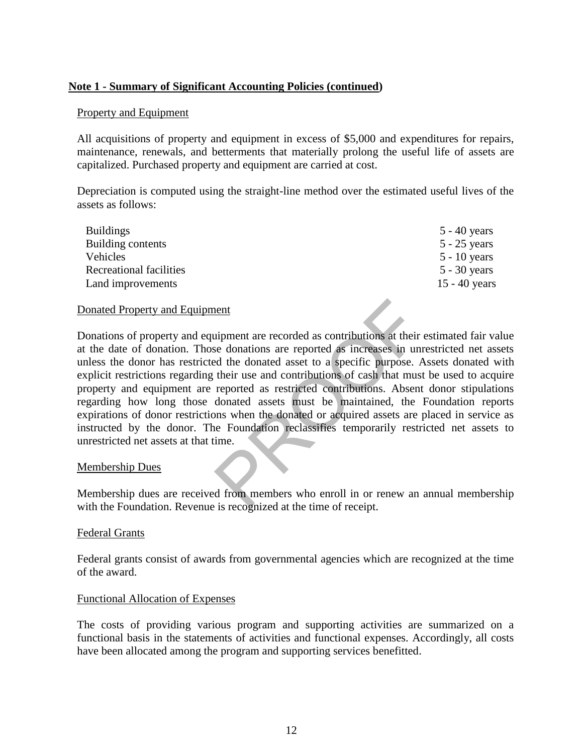**Note 1 - Summary of Significant Accounting Policies (continued)**

Property and Equipment

All acquisitions of property and equipment in excess of $5,000 and expenditures for repairs, maintenance, renewals, and betterments that materially prolong the useful life of assets are capitalized. Purchased property and equipment are carried at cost.

Depreciation is computed using the straight-line method over the estimated useful lives of the assets as follows:

| | |
|---|---|
| Buildings | 5 - 40 years |
| Building contents | 5 - 25 years |
| Vehicles | 5 - 10 years |
| Recreational facilities | 5 - 30 years |
| Land improvements | 15 - 40 years |

Donated Property and Equipment

Donations of property and equipment are recorded as contributions at their estimated fair value at the date of donation. Those donations are reported as increases in unrestricted net assets unless the donor has restricted the donated asset to a specific purpose. Assets donated with explicit restrictions regarding their use and contributions of cash that must be used to acquire property and equipment are reported as restricted contributions. Absent donor stipulations regarding how long those donated assets must be maintained, the Foundation reports expirations of donor restrictions when the donated or acquired assets are placed in service as instructed by the donor. The Foundation reclassifies temporarily restricted net assets to unrestricted net assets at that time.

Membership Dues

Membership dues are received from members who enroll in or renew an annual membership with the Foundation. Revenue is recognized at the time of receipt.

Federal Grants

Federal grants consist of awards from governmental agencies which are recognized at the time of the award.

Functional Allocation of Expenses

The costs of providing various program and supporting activities are summarized on a functional basis in the statements of activities and functional expenses. Accordingly, all costs have been allocated among the program and supporting services benefitted.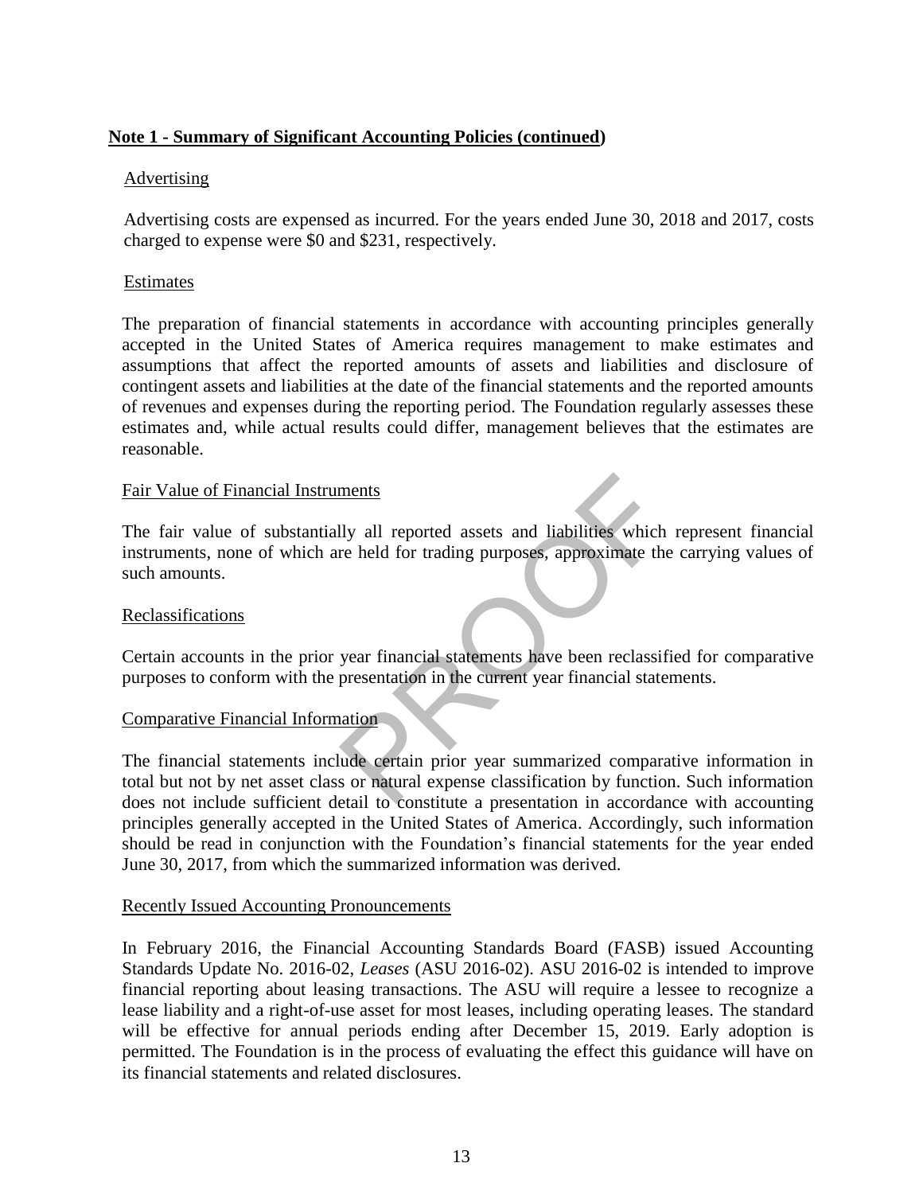**Note 1 - Summary of Significant Accounting Policies (continued)**

Advertising

Advertising costs are expensed as incurred. For the years ended June 30, 2018 and 2017, costs charged to expense were $0 and $231, respectively.

Estimates

The preparation of financial statements in accordance with accounting principles generally accepted in the United States of America requires management to make estimates and assumptions that affect the reported amounts of assets and liabilities and disclosure of contingent assets and liabilities at the date of the financial statements and the reported amounts of revenues and expenses during the reporting period. The Foundation regularly assesses these estimates and, while actual results could differ, management believes that the estimates are reasonable.

Fair Value of Financial Instruments

The fair value of substantially all reported assets and liabilities which represent financial instruments, none of which are held for trading purposes, approximate the carrying values of such amounts.

Reclassifications

Certain accounts in the prior year financial statements have been reclassified for comparative purposes to conform with the presentation in the current year financial statements.

Comparative Financial Information

The financial statements include certain prior year summarized comparative information in total but not by net asset class or natural expense classification by function. Such information does not include sufficient detail to constitute a presentation in accordance with accounting principles generally accepted in the United States of America. Accordingly, such information should be read in conjunction with the Foundation's financial statements for the year ended June 30, 2017, from which the summarized information was derived.

Recently Issued Accounting Pronouncements

In February 2016, the Financial Accounting Standards Board (FASB) issued Accounting Standards Update No. 2016-02, *Leases* (ASU 2016-02). ASU 2016-02 is intended to improve financial reporting about leasing transactions. The ASU will require a lessee to recognize a lease liability and a right-of-use asset for most leases, including operating leases. The standard will be effective for annual periods ending after December 15, 2019. Early adoption is permitted. The Foundation is in the process of evaluating the effect this guidance will have on its financial statements and related disclosures.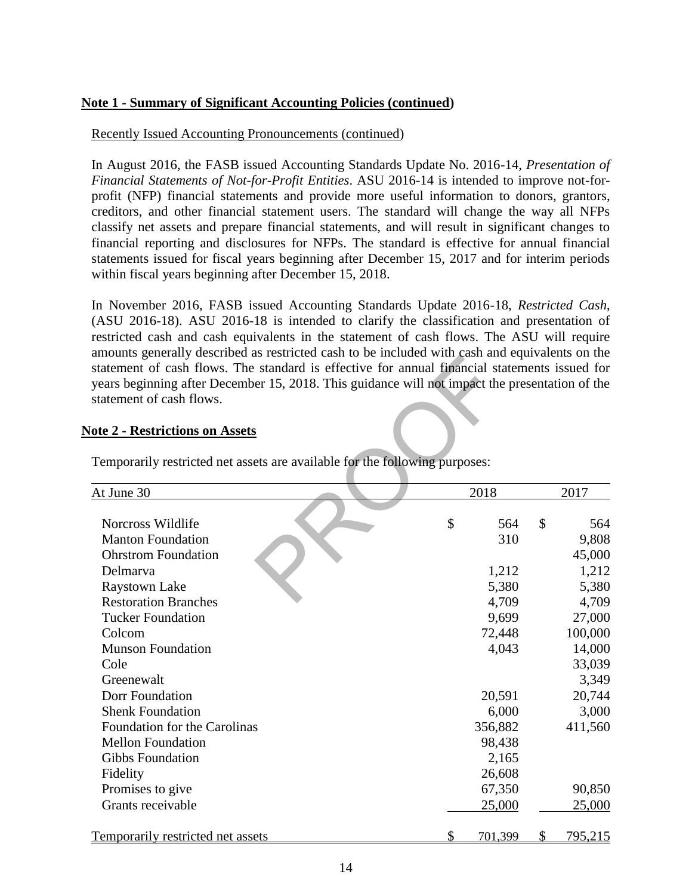**Note 1 - Summary of Significant Accounting Policies (continued)**

Recently Issued Accounting Pronouncements (continued)

In August 2016, the FASB issued Accounting Standards Update No. 2016-14, *Presentation of Financial Statements of Not-for-Profit Entities*. ASU 2016-14 is intended to improve not-for-profit (NFP) financial statements and provide more useful information to donors, grantors, creditors, and other financial statement users. The standard will change the way all NFPs classify net assets and prepare financial statements, and will result in significant changes to financial reporting and disclosures for NFPs. The standard is effective for annual financial statements issued for fiscal years beginning after December 15, 2017 and for interim periods within fiscal years beginning after December 15, 2018.

In November 2016, FASB issued Accounting Standards Update 2016-18, *Restricted Cash*, (ASU 2016-18). ASU 2016-18 is intended to clarify the classification and presentation of restricted cash and cash equivalents in the statement of cash flows. The ASU will require amounts generally described as restricted cash to be included with cash and equivalents on the statement of cash flows. The standard is effective for annual financial statements issued for years beginning after December 15, 2018. This guidance will not impact the presentation of the statement of cash flows.

**Note 2 - Restrictions on Assets**

Temporarily restricted net assets are available for the following purposes:

| At June 30 | 2018 | 2017 |
|---|---|---|
| Norcross Wildlife | $ 564 | $ 564 |
| Manton Foundation | 310 | 9,808 |
| Ohrstrom Foundation | | 45,000 |
| Delmarva | 1,212 | 1,212 |
| Raystown Lake | 5,380 | 5,380 |
| Restoration Branches | 4,709 | 4,709 |
| Tucker Foundation | 9,699 | 27,000 |
| Colcom | 72,448 | 100,000 |
| Munson Foundation | 4,043 | 14,000 |
| Cole | | 33,039 |
| Greenewalt | | 3,349 |
| Dorr Foundation | 20,591 | 20,744 |
| Shenk Foundation | 6,000 | 3,000 |
| Foundation for the Carolinas | 356,882 | 411,560 |
| Mellon Foundation | 98,438 | |
| Gibbs Foundation | 2,165 | |
| Fidelity | 26,608 | |
| Promises to give | 67,350 | 90,850 |
| Grants receivable | 25,000 | 25,000 |
| Temporarily restricted net assets | $ 701,399 | $ 795,215 |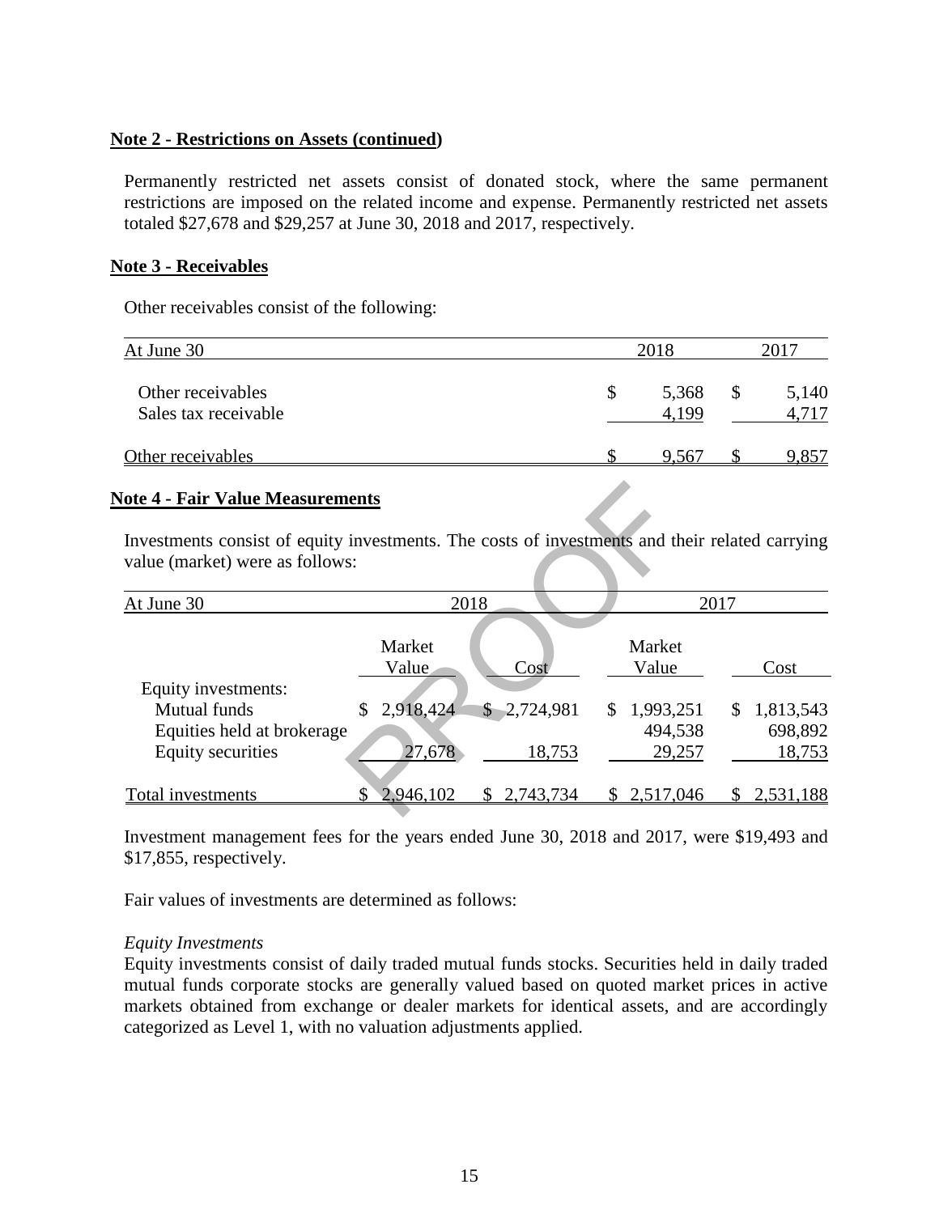**Note 2 - Restrictions on Assets (continued)**

Permanently restricted net assets consist of donated stock, where the same permanent restrictions are imposed on the related income and expense. Permanently restricted net assets totaled $27,678 and $29,257 at June 30, 2018 and 2017, respectively.

**Note 3 - Receivables**

Other receivables consist of the following:

| At June 30 | 2018 | 2017 |
|---|---|---|
| Other receivables | $ 5,368 | $ 5,140 |
| Sales tax receivable | 4,199 | 4,717 |
| Other receivables | $ 9,567 | $ 9,857 |

**Note 4 - Fair Value Measurements**

Investments consist of equity investments. The costs of investments and their related carrying value (market) were as follows:

| At June 30 | 2018 | | 2017 | |
|---|---|---|---|---|
| | Market Value | Cost | Market Value | Cost |
| Equity investments: | | | | |
| Mutual funds | $ 2,918,424 | $ 2,724,981 | $ 1,993,251 | $ 1,813,543 |
| Equities held at brokerage | | | 494,538 | 698,892 |
| Equity securities | 27,678 | 18,753 | 29,257 | 18,753 |
| Total investments | $ 2,946,102 | $ 2,743,734 | $ 2,517,046 | $ 2,531,188 |

Investment management fees for the years ended June 30, 2018 and 2017, were $19,493 and $17,855, respectively.

Fair values of investments are determined as follows:

*Equity Investments*
Equity investments consist of daily traded mutual funds stocks. Securities held in daily traded mutual funds corporate stocks are generally valued based on quoted market prices in active markets obtained from exchange or dealer markets for identical assets, and are accordingly categorized as Level 1, with no valuation adjustments applied.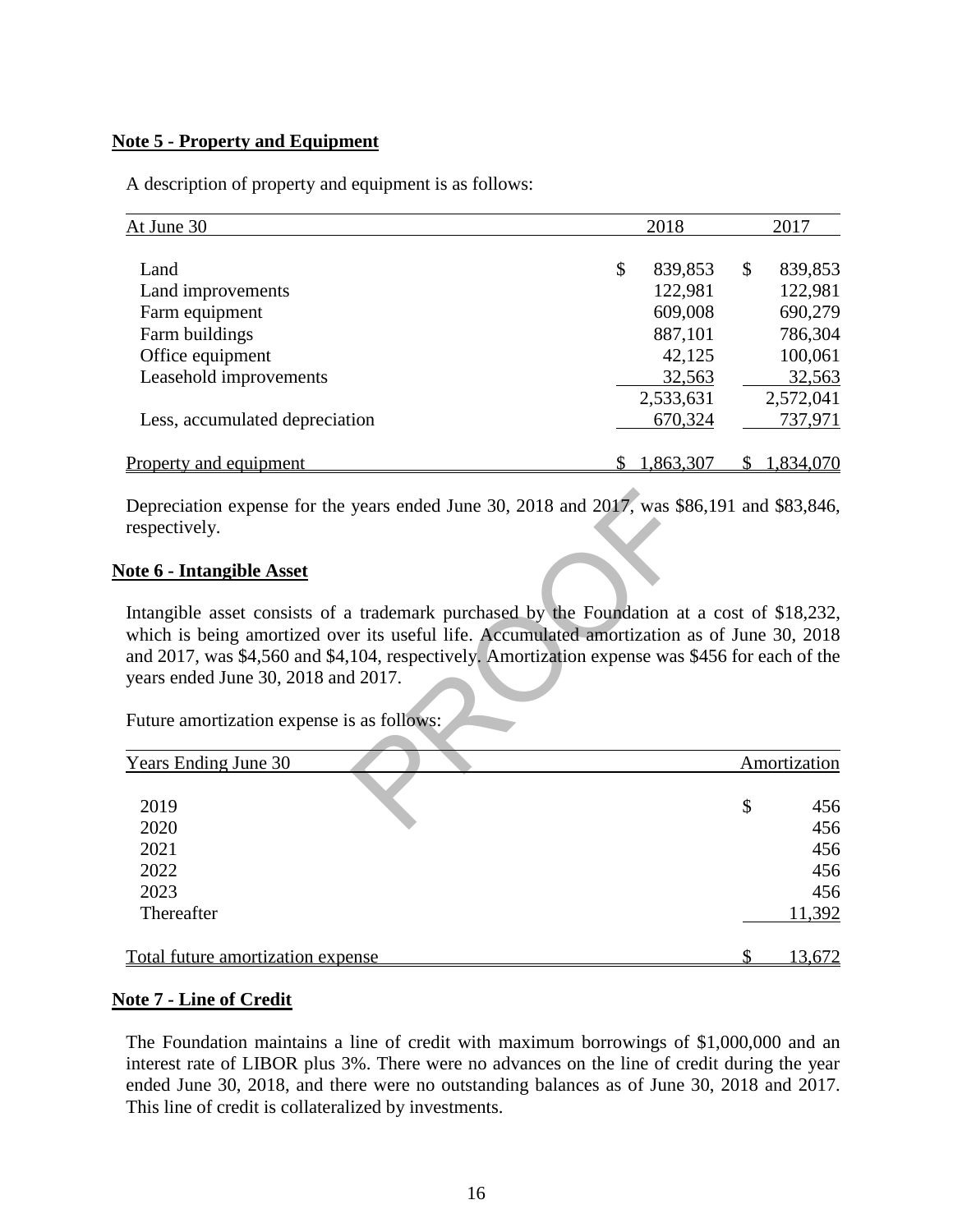**Note 5 - Property and Equipment**

A description of property and equipment is as follows:

| At June 30 | 2018 | 2017 |
|---|---|---|
| Land | $ 839,853 | $ 839,853 |
| Land improvements | 122,981 | 122,981 |
| Farm equipment | 609,008 | 690,279 |
| Farm buildings | 887,101 | 786,304 |
| Office equipment | 42,125 | 100,061 |
| Leasehold improvements | 32,563 | 32,563 |
| | 2,533,631 | 2,572,041 |
| Less, accumulated depreciation | 670,324 | 737,971 |
| Property and equipment | $ 1,863,307 | $ 1,834,070 |

Depreciation expense for the years ended June 30, 2018 and 2017, was $86,191 and $83,846, respectively.

**Note 6 - Intangible Asset**

Intangible asset consists of a trademark purchased by the Foundation at a cost of $18,232, which is being amortized over its useful life. Accumulated amortization as of June 30, 2018 and 2017, was $4,560 and $4,104, respectively. Amortization expense was $456 for each of the years ended June 30, 2018 and 2017.

Future amortization expense is as follows:

| Years Ending June 30 | Amortization |
|---|---|
| 2019 | $ 456 |
| 2020 | 456 |
| 2021 | 456 |
| 2022 | 456 |
| 2023 | 456 |
| Thereafter | 11,392 |
| Total future amortization expense | $ 13,672 |

**Note 7 - Line of Credit**

The Foundation maintains a line of credit with maximum borrowings of $1,000,000 and an interest rate of LIBOR plus 3%. There were no advances on the line of credit during the year ended June 30, 2018, and there were no outstanding balances as of June 30, 2018 and 2017. This line of credit is collateralized by investments.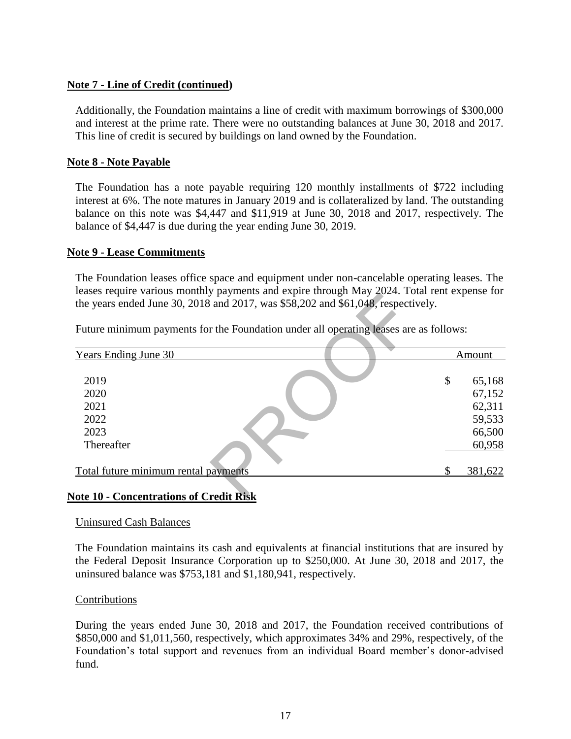**Note 7 - Line of Credit (continued)**

Additionally, the Foundation maintains a line of credit with maximum borrowings of $300,000 and interest at the prime rate. There were no outstanding balances at June 30, 2018 and 2017. This line of credit is secured by buildings on land owned by the Foundation.

**Note 8 - Note Payable**

The Foundation has a note payable requiring 120 monthly installments of $722 including interest at 6%. The note matures in January 2019 and is collateralized by land. The outstanding balance on this note was $4,447 and $11,919 at June 30, 2018 and 2017, respectively. The balance of $4,447 is due during the year ending June 30, 2019.

**Note 9 - Lease Commitments**

The Foundation leases office space and equipment under non-cancelable operating leases. The leases require various monthly payments and expire through May 2024. Total rent expense for the years ended June 30, 2018 and 2017, was $58,202 and $61,048, respectively.

Future minimum payments for the Foundation under all operating leases are as follows:

| Years Ending June 30 | Amount |
|---|---|
| 2019 | $ 65,168 |
| 2020 | 67,152 |
| 2021 | 62,311 |
| 2022 | 59,533 |
| 2023 | 66,500 |
| Thereafter | 60,958 |
| Total future minimum rental payments | $ 381,622 |

**Note 10 - Concentrations of Credit Risk**

Uninsured Cash Balances

The Foundation maintains its cash and equivalents at financial institutions that are insured by the Federal Deposit Insurance Corporation up to $250,000. At June 30, 2018 and 2017, the uninsured balance was $753,181 and $1,180,941, respectively.

Contributions

During the years ended June 30, 2018 and 2017, the Foundation received contributions of $850,000 and $1,011,560, respectively, which approximates 34% and 29%, respectively, of the Foundation's total support and revenues from an individual Board member's donor-advised fund.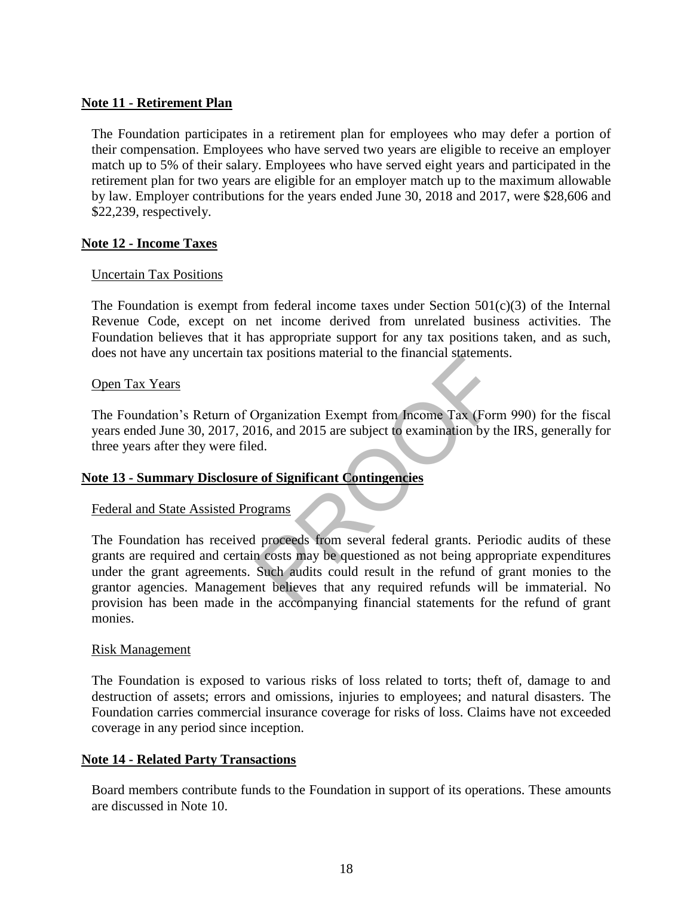**Note 11 - Retirement Plan**

The Foundation participates in a retirement plan for employees who may defer a portion of their compensation. Employees who have served two years are eligible to receive an employer match up to 5% of their salary. Employees who have served eight years and participated in the retirement plan for two years are eligible for an employer match up to the maximum allowable by law. Employer contributions for the years ended June 30, 2018 and 2017, were $28,606 and $22,239, respectively.

**Note 12 - Income Taxes**

Uncertain Tax Positions

The Foundation is exempt from federal income taxes under Section 501(c)(3) of the Internal Revenue Code, except on net income derived from unrelated business activities. The Foundation believes that it has appropriate support for any tax positions taken, and as such, does not have any uncertain tax positions material to the financial statements.

Open Tax Years

The Foundation's Return of Organization Exempt from Income Tax (Form 990) for the fiscal years ended June 30, 2017, 2016, and 2015 are subject to examination by the IRS, generally for three years after they were filed.

**Note 13 - Summary Disclosure of Significant Contingencies**

Federal and State Assisted Programs

The Foundation has received proceeds from several federal grants. Periodic audits of these grants are required and certain costs may be questioned as not being appropriate expenditures under the grant agreements. Such audits could result in the refund of grant monies to the grantor agencies. Management believes that any required refunds will be immaterial. No provision has been made in the accompanying financial statements for the refund of grant monies.

Risk Management

The Foundation is exposed to various risks of loss related to torts; theft of, damage to and destruction of assets; errors and omissions, injuries to employees; and natural disasters. The Foundation carries commercial insurance coverage for risks of loss. Claims have not exceeded coverage in any period since inception.

**Note 14 - Related Party Transactions**

Board members contribute funds to the Foundation in support of its operations. These amounts are discussed in Note 10.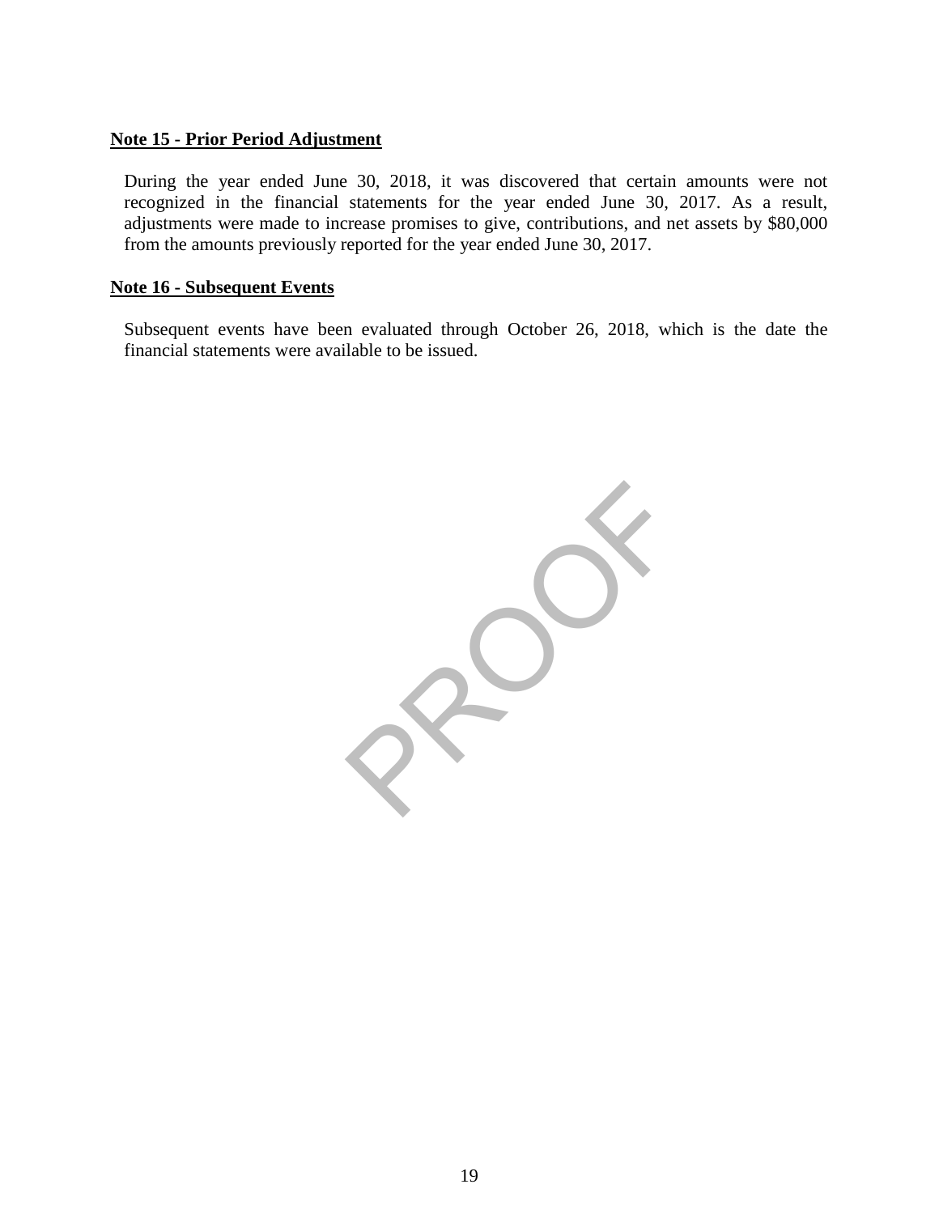**Note 15 - Prior Period Adjustment**

During the year ended June 30, 2018, it was discovered that certain amounts were not recognized in the financial statements for the year ended June 30, 2017. As a result, adjustments were made to increase promises to give, contributions, and net assets by $80,000 from the amounts previously reported for the year ended June 30, 2017.

**Note 16 - Subsequent Events**

Subsequent events have been evaluated through October 26, 2018, which is the date the financial statements were available to be issued.